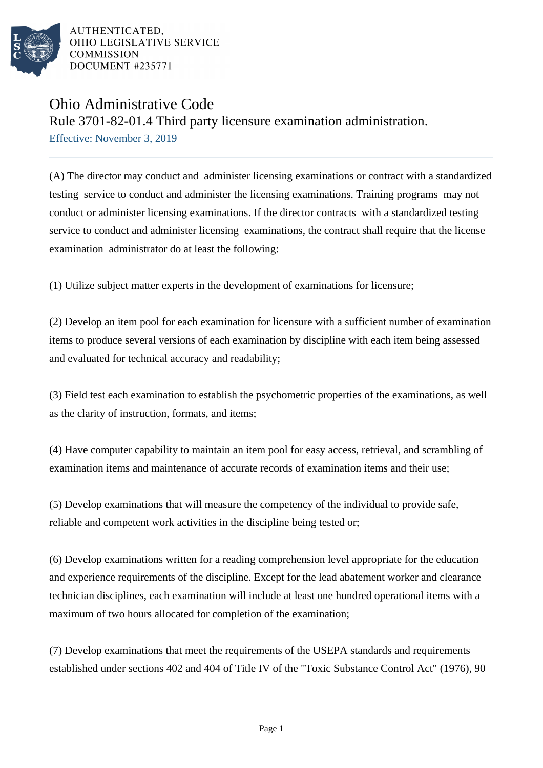AUTHENTICATED,
OHIO LEGISLATIVE SERVICE
COMMISSION
DOCUMENT #235771

# Ohio Administrative Code

## Rule 3701-82-01.4 Third party licensure examination administration.

Effective: November 3, 2019

(A) The director may conduct and administer licensing examinations or contract with a standardized testing service to conduct and administer the licensing examinations. Training programs may not conduct or administer licensing examinations. If the director contracts with a standardized testing service to conduct and administer licensing examinations, the contract shall require that the license examination administrator do at least the following:

(1) Utilize subject matter experts in the development of examinations for licensure;

(2) Develop an item pool for each examination for licensure with a sufficient number of examination items to produce several versions of each examination by discipline with each item being assessed and evaluated for technical accuracy and readability;

(3) Field test each examination to establish the psychometric properties of the examinations, as well as the clarity of instruction, formats, and items;

(4) Have computer capability to maintain an item pool for easy access, retrieval, and scrambling of examination items and maintenance of accurate records of examination items and their use;

(5) Develop examinations that will measure the competency of the individual to provide safe, reliable and competent work activities in the discipline being tested or;

(6) Develop examinations written for a reading comprehension level appropriate for the education and experience requirements of the discipline. Except for the lead abatement worker and clearance technician disciplines, each examination will include at least one hundred operational items with a maximum of two hours allocated for completion of the examination;

(7) Develop examinations that meet the requirements of the USEPA standards and requirements established under sections 402 and 404 of Title IV of the "Toxic Substance Control Act" (1976), 90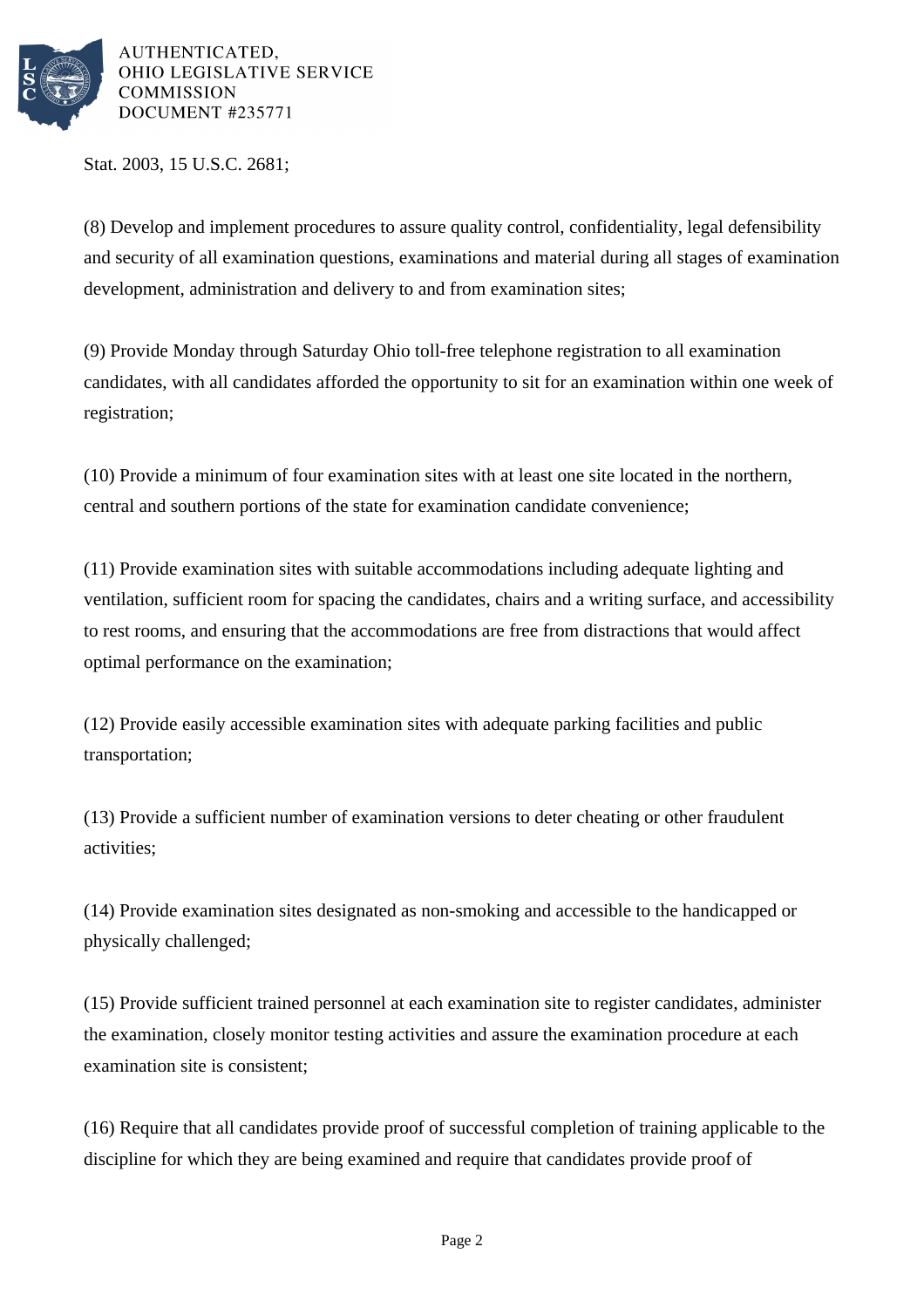Stat. 2003, 15 U.S.C. 2681;

(8) Develop and implement procedures to assure quality control, confidentiality, legal defensibility and security of all examination questions, examinations and material during all stages of examination development, administration and delivery to and from examination sites;

(9) Provide Monday through Saturday Ohio toll-free telephone registration to all examination candidates, with all candidates afforded the opportunity to sit for an examination within one week of registration;

(10) Provide a minimum of four examination sites with at least one site located in the northern, central and southern portions of the state for examination candidate convenience;

(11) Provide examination sites with suitable accommodations including adequate lighting and ventilation, sufficient room for spacing the candidates, chairs and a writing surface, and accessibility to rest rooms, and ensuring that the accommodations are free from distractions that would affect optimal performance on the examination;

(12) Provide easily accessible examination sites with adequate parking facilities and public transportation;

(13) Provide a sufficient number of examination versions to deter cheating or other fraudulent activities;

(14) Provide examination sites designated as non-smoking and accessible to the handicapped or physically challenged;

(15) Provide sufficient trained personnel at each examination site to register candidates, administer the examination, closely monitor testing activities and assure the examination procedure at each examination site is consistent;

(16) Require that all candidates provide proof of successful completion of training applicable to the discipline for which they are being examined and require that candidates provide proof of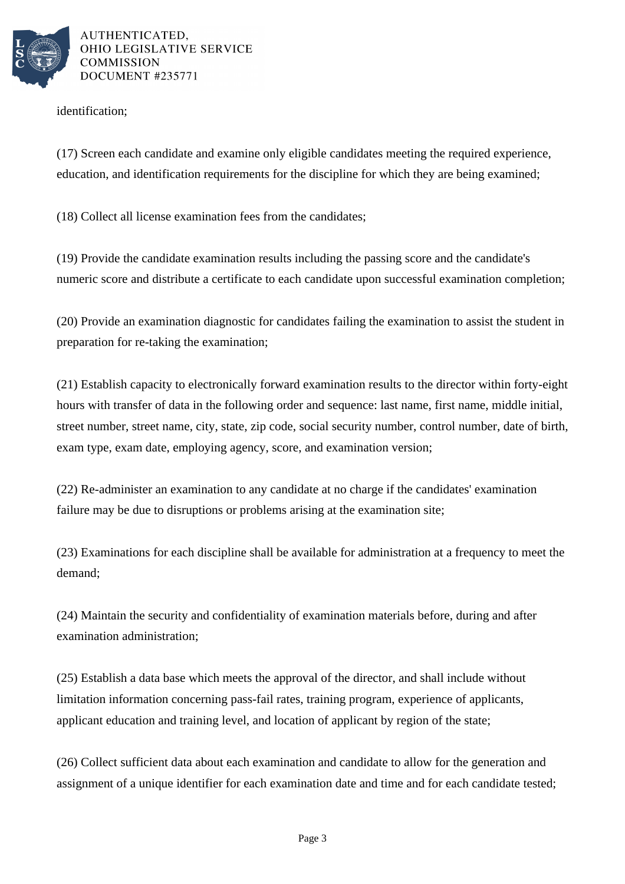identification;

(17) Screen each candidate and examine only eligible candidates meeting the required experience, education, and identification requirements for the discipline for which they are being examined;

(18) Collect all license examination fees from the candidates;

(19) Provide the candidate examination results including the passing score and the candidate's numeric score and distribute a certificate to each candidate upon successful examination completion;

(20) Provide an examination diagnostic for candidates failing the examination to assist the student in preparation for re-taking the examination;

(21) Establish capacity to electronically forward examination results to the director within forty-eight hours with transfer of data in the following order and sequence: last name, first name, middle initial, street number, street name, city, state, zip code, social security number, control number, date of birth, exam type, exam date, employing agency, score, and examination version;

(22) Re-administer an examination to any candidate at no charge if the candidates' examination failure may be due to disruptions or problems arising at the examination site;

(23) Examinations for each discipline shall be available for administration at a frequency to meet the demand;

(24) Maintain the security and confidentiality of examination materials before, during and after examination administration;

(25) Establish a data base which meets the approval of the director, and shall include without limitation information concerning pass-fail rates, training program, experience of applicants, applicant education and training level, and location of applicant by region of the state;

(26) Collect sufficient data about each examination and candidate to allow for the generation and assignment of a unique identifier for each examination date and time and for each candidate tested;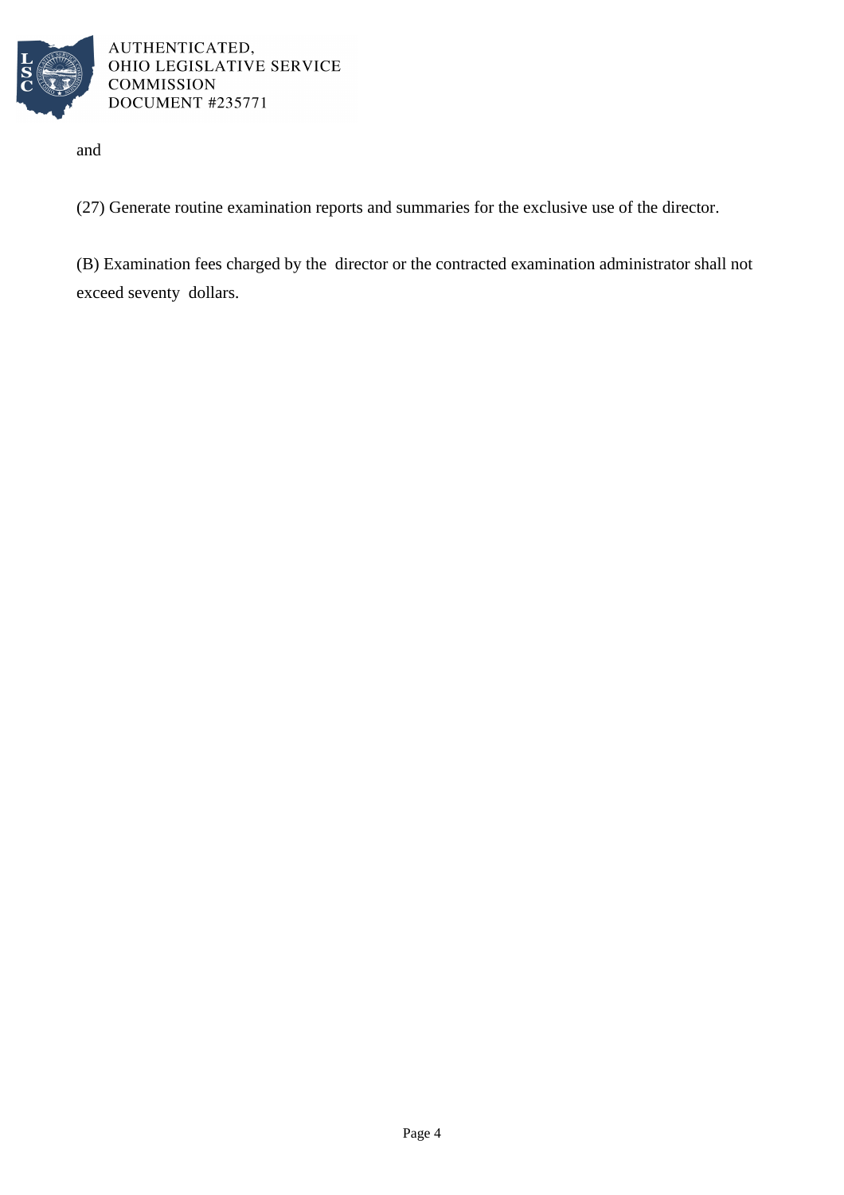and

(27) Generate routine examination reports and summaries for the exclusive use of the director.

(B) Examination fees charged by the director or the contracted examination administrator shall not exceed seventy dollars.